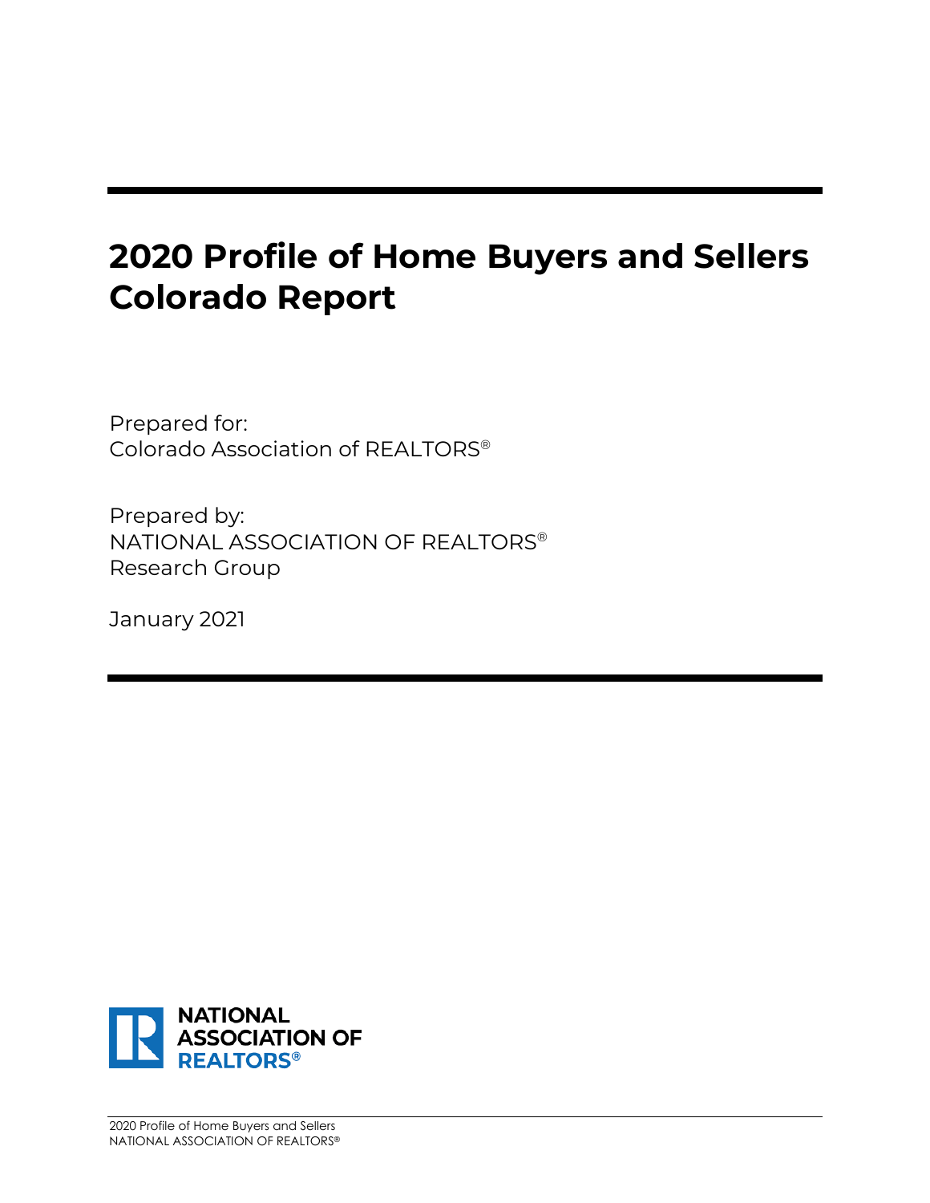# 2020 Profile of Home Buyers and Sellers Colorado Report

Prepared for:
Colorado Association of REALTORS®

Prepared by:
NATIONAL ASSOCIATION OF REALTORS®
Research Group

January 2021

NATIONAL ASSOCIATION OF REALTORS®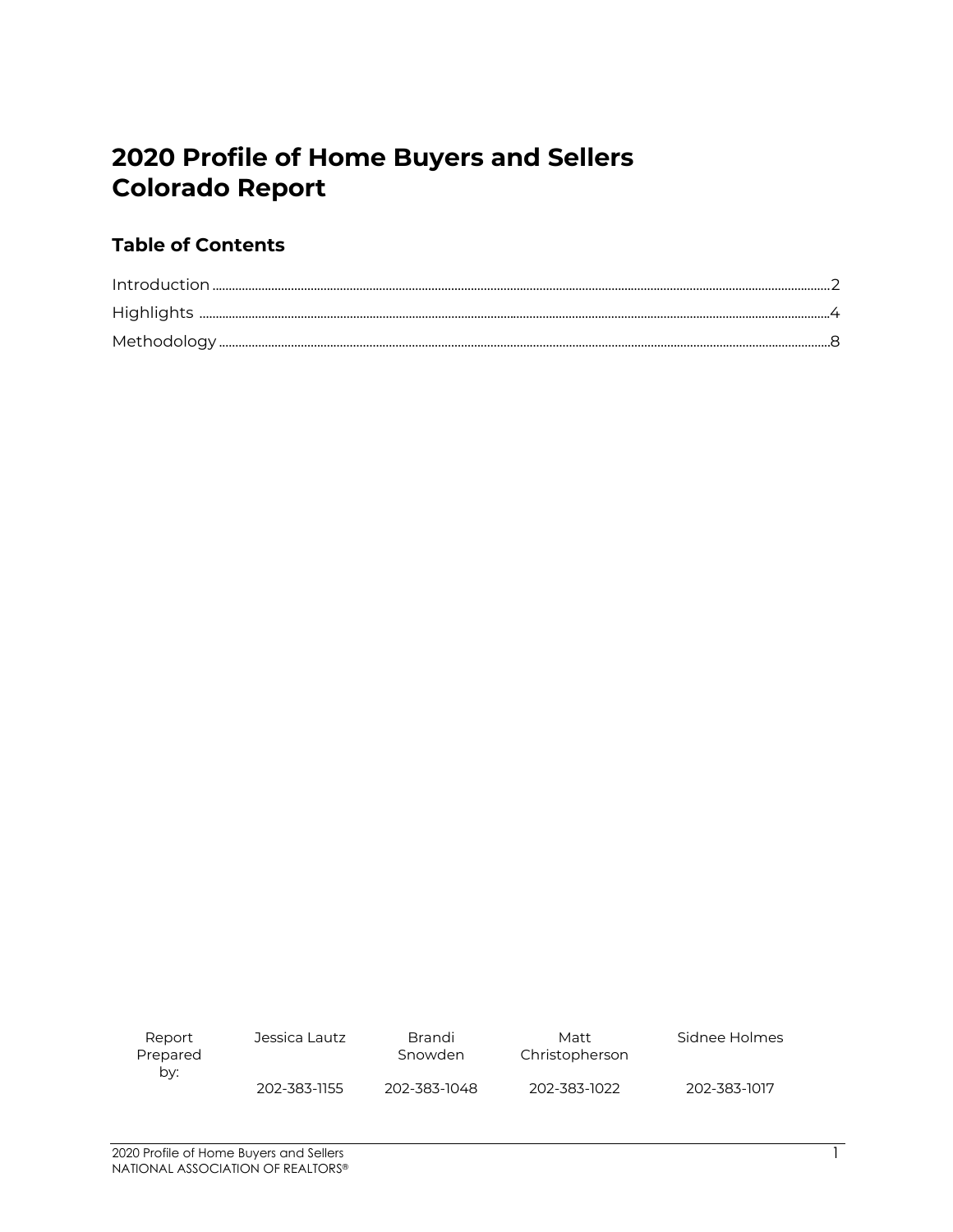# 2020 Profile of Home Buyers and Sellers Colorado Report

## Table of Contents

| | |
|---|---|
| Introduction | 2 |
| Highlights | 4 |
| Methodology | 8 |

| Report Prepared by: | Jessica Lautz | Brandi Snowden | Matt Christopherson | Sidnee Holmes |
|---|---|---|---|---|
| | 202-383-1155 | 202-383-1048 | 202-383-1022 | 202-383-1017 |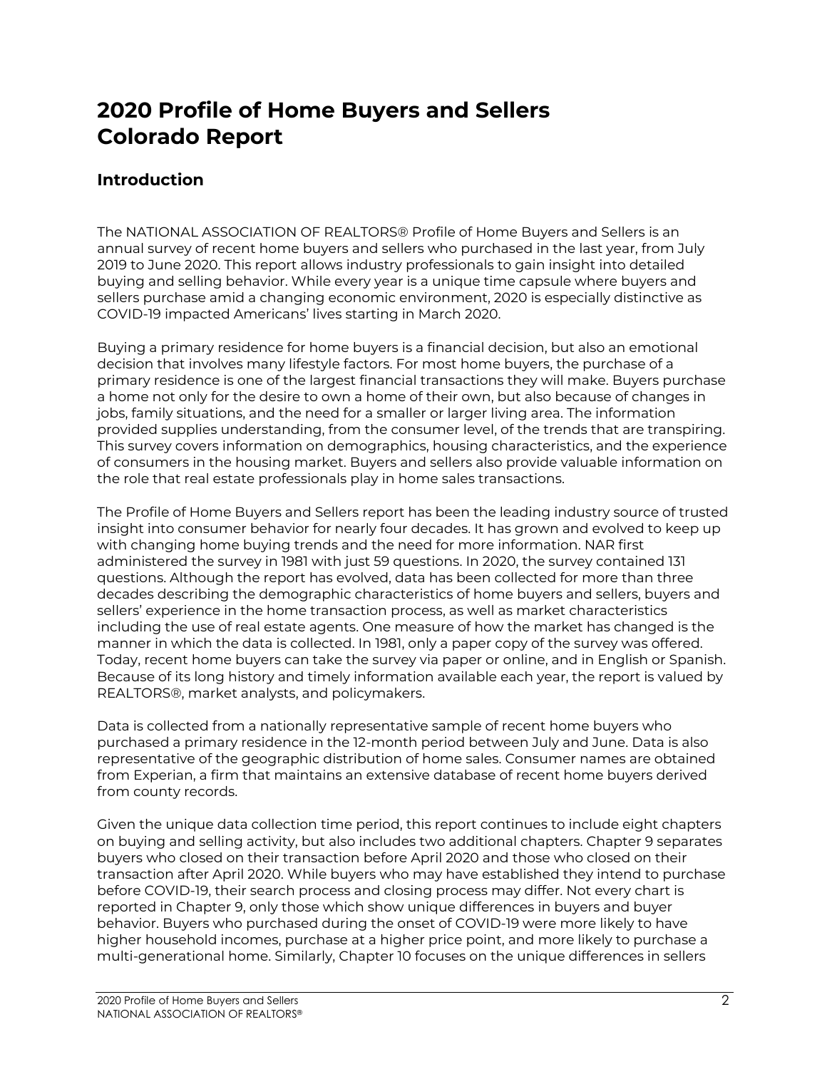# 2020 Profile of Home Buyers and Sellers Colorado Report

## Introduction

The NATIONAL ASSOCIATION OF REALTORS® Profile of Home Buyers and Sellers is an annual survey of recent home buyers and sellers who purchased in the last year, from July 2019 to June 2020. This report allows industry professionals to gain insight into detailed buying and selling behavior. While every year is a unique time capsule where buyers and sellers purchase amid a changing economic environment, 2020 is especially distinctive as COVID-19 impacted Americans' lives starting in March 2020.

Buying a primary residence for home buyers is a financial decision, but also an emotional decision that involves many lifestyle factors. For most home buyers, the purchase of a primary residence is one of the largest financial transactions they will make. Buyers purchase a home not only for the desire to own a home of their own, but also because of changes in jobs, family situations, and the need for a smaller or larger living area. The information provided supplies understanding, from the consumer level, of the trends that are transpiring. This survey covers information on demographics, housing characteristics, and the experience of consumers in the housing market. Buyers and sellers also provide valuable information on the role that real estate professionals play in home sales transactions.

The Profile of Home Buyers and Sellers report has been the leading industry source of trusted insight into consumer behavior for nearly four decades. It has grown and evolved to keep up with changing home buying trends and the need for more information. NAR first administered the survey in 1981 with just 59 questions. In 2020, the survey contained 131 questions. Although the report has evolved, data has been collected for more than three decades describing the demographic characteristics of home buyers and sellers, buyers and sellers' experience in the home transaction process, as well as market characteristics including the use of real estate agents. One measure of how the market has changed is the manner in which the data is collected. In 1981, only a paper copy of the survey was offered. Today, recent home buyers can take the survey via paper or online, and in English or Spanish. Because of its long history and timely information available each year, the report is valued by REALTORS®, market analysts, and policymakers.

Data is collected from a nationally representative sample of recent home buyers who purchased a primary residence in the 12-month period between July and June. Data is also representative of the geographic distribution of home sales. Consumer names are obtained from Experian, a firm that maintains an extensive database of recent home buyers derived from county records.

Given the unique data collection time period, this report continues to include eight chapters on buying and selling activity, but also includes two additional chapters. Chapter 9 separates buyers who closed on their transaction before April 2020 and those who closed on their transaction after April 2020. While buyers who may have established they intend to purchase before COVID-19, their search process and closing process may differ. Not every chart is reported in Chapter 9, only those which show unique differences in buyers and buyer behavior. Buyers who purchased during the onset of COVID-19 were more likely to have higher household incomes, purchase at a higher price point, and more likely to purchase a multi-generational home. Similarly, Chapter 10 focuses on the unique differences in sellers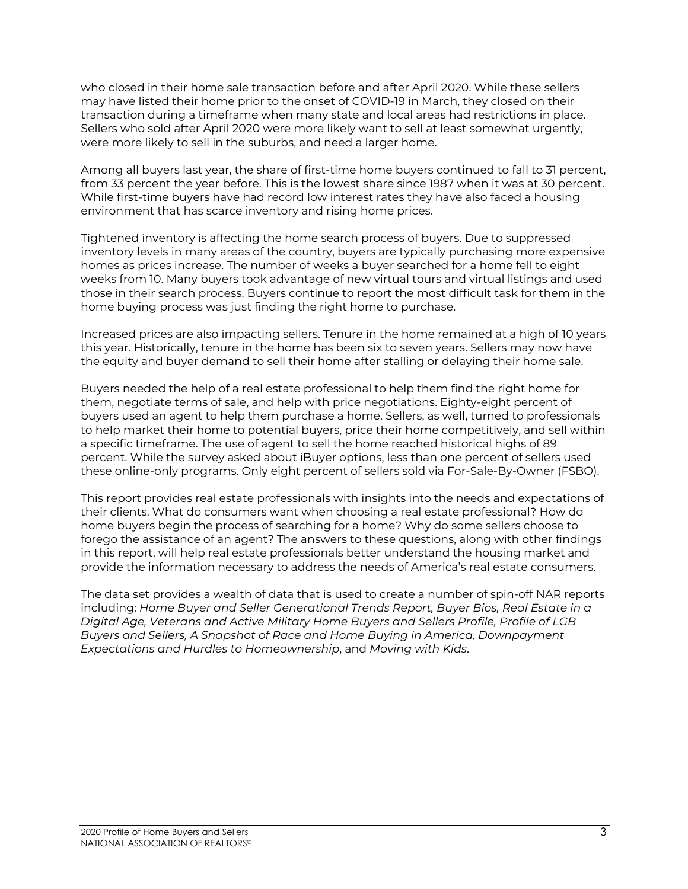who closed in their home sale transaction before and after April 2020. While these sellers may have listed their home prior to the onset of COVID-19 in March, they closed on their transaction during a timeframe when many state and local areas had restrictions in place. Sellers who sold after April 2020 were more likely want to sell at least somewhat urgently, were more likely to sell in the suburbs, and need a larger home.

Among all buyers last year, the share of first-time home buyers continued to fall to 31 percent, from 33 percent the year before. This is the lowest share since 1987 when it was at 30 percent. While first-time buyers have had record low interest rates they have also faced a housing environment that has scarce inventory and rising home prices.

Tightened inventory is affecting the home search process of buyers. Due to suppressed inventory levels in many areas of the country, buyers are typically purchasing more expensive homes as prices increase. The number of weeks a buyer searched for a home fell to eight weeks from 10. Many buyers took advantage of new virtual tours and virtual listings and used those in their search process. Buyers continue to report the most difficult task for them in the home buying process was just finding the right home to purchase.

Increased prices are also impacting sellers. Tenure in the home remained at a high of 10 years this year. Historically, tenure in the home has been six to seven years. Sellers may now have the equity and buyer demand to sell their home after stalling or delaying their home sale.

Buyers needed the help of a real estate professional to help them find the right home for them, negotiate terms of sale, and help with price negotiations. Eighty-eight percent of buyers used an agent to help them purchase a home. Sellers, as well, turned to professionals to help market their home to potential buyers, price their home competitively, and sell within a specific timeframe. The use of agent to sell the home reached historical highs of 89 percent. While the survey asked about iBuyer options, less than one percent of sellers used these online-only programs. Only eight percent of sellers sold via For-Sale-By-Owner (FSBO).

This report provides real estate professionals with insights into the needs and expectations of their clients. What do consumers want when choosing a real estate professional? How do home buyers begin the process of searching for a home? Why do some sellers choose to forego the assistance of an agent? The answers to these questions, along with other findings in this report, will help real estate professionals better understand the housing market and provide the information necessary to address the needs of America's real estate consumers.

The data set provides a wealth of data that is used to create a number of spin-off NAR reports including: *Home Buyer and Seller Generational Trends Report, Buyer Bios, Real Estate in a Digital Age, Veterans and Active Military Home Buyers and Sellers Profile, Profile of LGB Buyers and Sellers, A Snapshot of Race and Home Buying in America, Downpayment Expectations and Hurdles to Homeownership*, and *Moving with Kids*.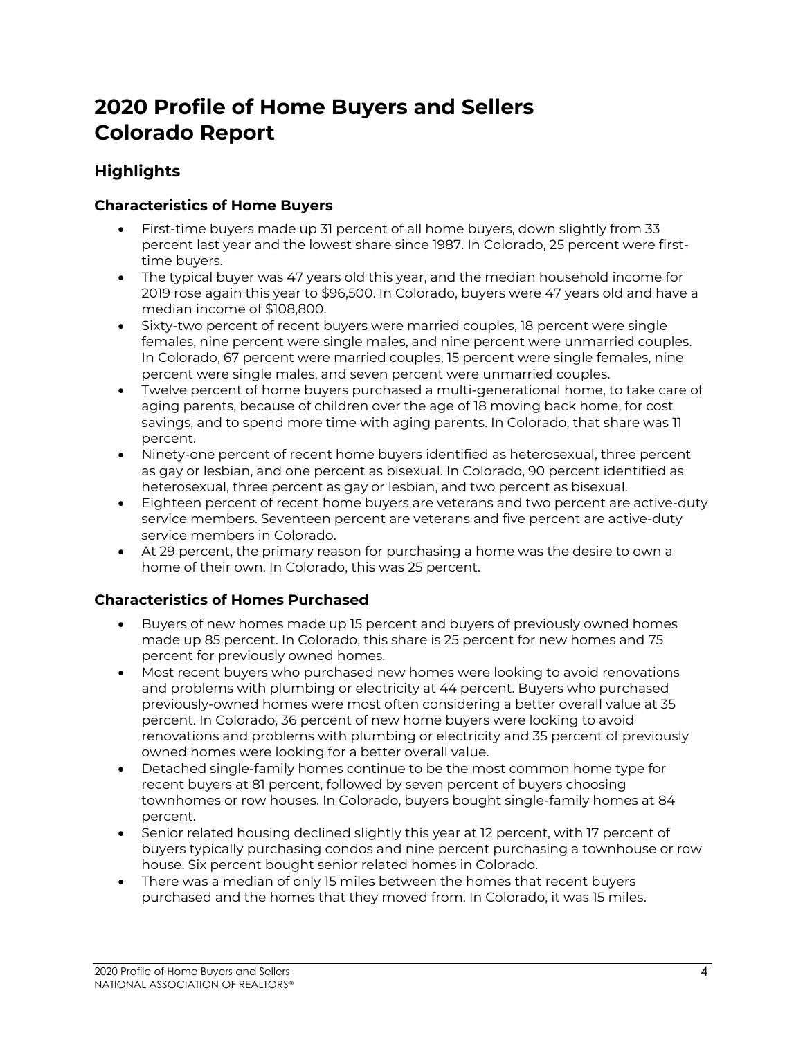# 2020 Profile of Home Buyers and Sellers Colorado Report

## Highlights

### Characteristics of Home Buyers

- First-time buyers made up 31 percent of all home buyers, down slightly from 33 percent last year and the lowest share since 1987. In Colorado, 25 percent were first-time buyers.
- The typical buyer was 47 years old this year, and the median household income for 2019 rose again this year to $96,500. In Colorado, buyers were 47 years old and have a median income of $108,800.
- Sixty-two percent of recent buyers were married couples, 18 percent were single females, nine percent were single males, and nine percent were unmarried couples. In Colorado, 67 percent were married couples, 15 percent were single females, nine percent were single males, and seven percent were unmarried couples.
- Twelve percent of home buyers purchased a multi-generational home, to take care of aging parents, because of children over the age of 18 moving back home, for cost savings, and to spend more time with aging parents. In Colorado, that share was 11 percent.
- Ninety-one percent of recent home buyers identified as heterosexual, three percent as gay or lesbian, and one percent as bisexual. In Colorado, 90 percent identified as heterosexual, three percent as gay or lesbian, and two percent as bisexual.
- Eighteen percent of recent home buyers are veterans and two percent are active-duty service members. Seventeen percent are veterans and five percent are active-duty service members in Colorado.
- At 29 percent, the primary reason for purchasing a home was the desire to own a home of their own. In Colorado, this was 25 percent.

### Characteristics of Homes Purchased

- Buyers of new homes made up 15 percent and buyers of previously owned homes made up 85 percent. In Colorado, this share is 25 percent for new homes and 75 percent for previously owned homes.
- Most recent buyers who purchased new homes were looking to avoid renovations and problems with plumbing or electricity at 44 percent. Buyers who purchased previously-owned homes were most often considering a better overall value at 35 percent. In Colorado, 36 percent of new home buyers were looking to avoid renovations and problems with plumbing or electricity and 35 percent of previously owned homes were looking for a better overall value.
- Detached single-family homes continue to be the most common home type for recent buyers at 81 percent, followed by seven percent of buyers choosing townhomes or row houses. In Colorado, buyers bought single-family homes at 84 percent.
- Senior related housing declined slightly this year at 12 percent, with 17 percent of buyers typically purchasing condos and nine percent purchasing a townhouse or row house. Six percent bought senior related homes in Colorado.
- There was a median of only 15 miles between the homes that recent buyers purchased and the homes that they moved from. In Colorado, it was 15 miles.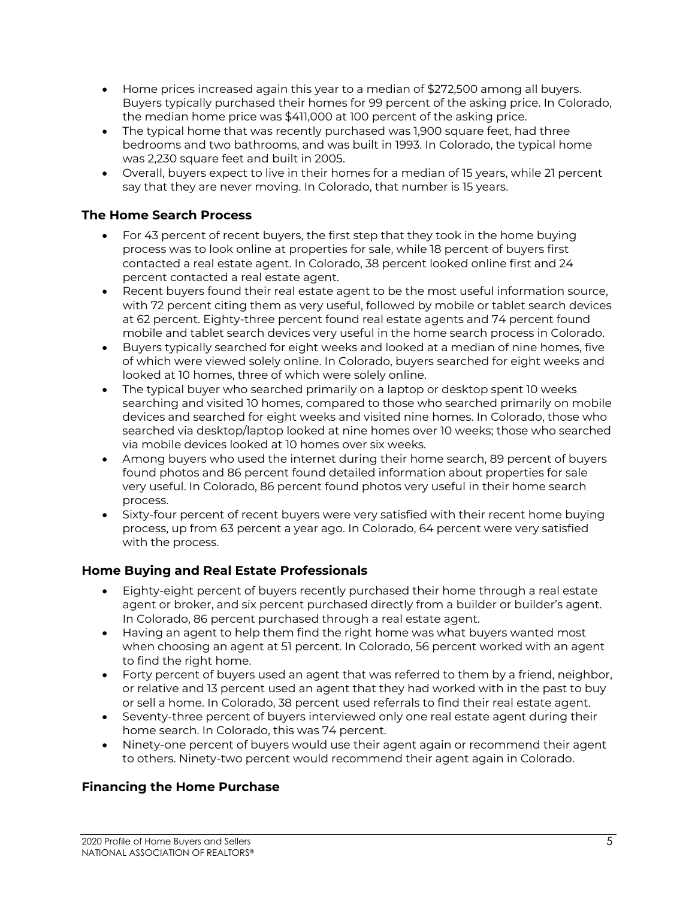- Home prices increased again this year to a median of $272,500 among all buyers. Buyers typically purchased their homes for 99 percent of the asking price. In Colorado, the median home price was $411,000 at 100 percent of the asking price.
- The typical home that was recently purchased was 1,900 square feet, had three bedrooms and two bathrooms, and was built in 1993. In Colorado, the typical home was 2,230 square feet and built in 2005.
- Overall, buyers expect to live in their homes for a median of 15 years, while 21 percent say that they are never moving. In Colorado, that number is 15 years.

### The Home Search Process

- For 43 percent of recent buyers, the first step that they took in the home buying process was to look online at properties for sale, while 18 percent of buyers first contacted a real estate agent. In Colorado, 38 percent looked online first and 24 percent contacted a real estate agent.
- Recent buyers found their real estate agent to be the most useful information source, with 72 percent citing them as very useful, followed by mobile or tablet search devices at 62 percent. Eighty-three percent found real estate agents and 74 percent found mobile and tablet search devices very useful in the home search process in Colorado.
- Buyers typically searched for eight weeks and looked at a median of nine homes, five of which were viewed solely online. In Colorado, buyers searched for eight weeks and looked at 10 homes, three of which were solely online.
- The typical buyer who searched primarily on a laptop or desktop spent 10 weeks searching and visited 10 homes, compared to those who searched primarily on mobile devices and searched for eight weeks and visited nine homes. In Colorado, those who searched via desktop/laptop looked at nine homes over 10 weeks; those who searched via mobile devices looked at 10 homes over six weeks.
- Among buyers who used the internet during their home search, 89 percent of buyers found photos and 86 percent found detailed information about properties for sale very useful. In Colorado, 86 percent found photos very useful in their home search process.
- Sixty-four percent of recent buyers were very satisfied with their recent home buying process, up from 63 percent a year ago. In Colorado, 64 percent were very satisfied with the process.

### Home Buying and Real Estate Professionals

- Eighty-eight percent of buyers recently purchased their home through a real estate agent or broker, and six percent purchased directly from a builder or builder's agent. In Colorado, 86 percent purchased through a real estate agent.
- Having an agent to help them find the right home was what buyers wanted most when choosing an agent at 51 percent. In Colorado, 56 percent worked with an agent to find the right home.
- Forty percent of buyers used an agent that was referred to them by a friend, neighbor, or relative and 13 percent used an agent that they had worked with in the past to buy or sell a home. In Colorado, 38 percent used referrals to find their real estate agent.
- Seventy-three percent of buyers interviewed only one real estate agent during their home search. In Colorado, this was 74 percent.
- Ninety-one percent of buyers would use their agent again or recommend their agent to others. Ninety-two percent would recommend their agent again in Colorado.

### Financing the Home Purchase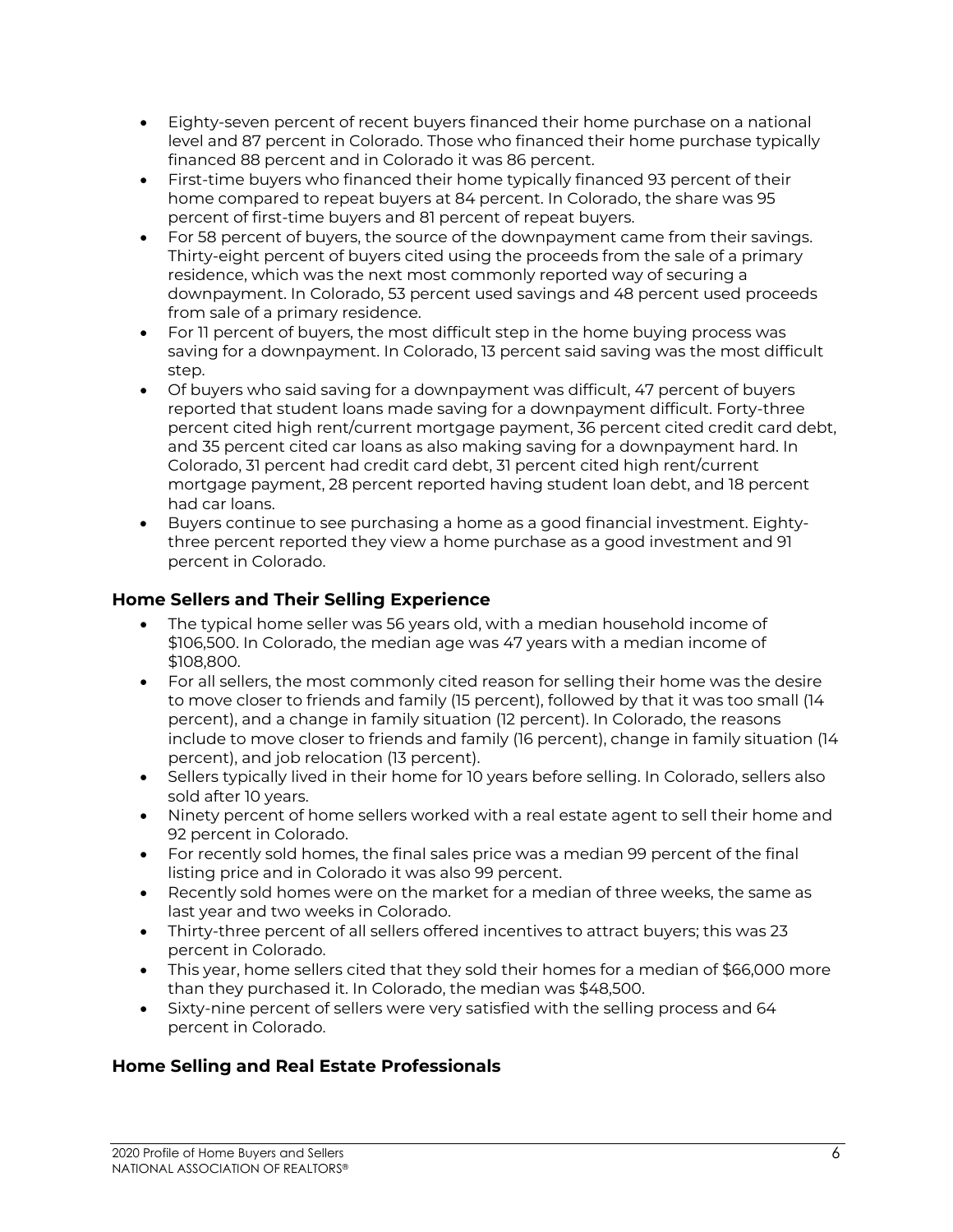- Eighty-seven percent of recent buyers financed their home purchase on a national level and 87 percent in Colorado. Those who financed their home purchase typically financed 88 percent and in Colorado it was 86 percent.
- First-time buyers who financed their home typically financed 93 percent of their home compared to repeat buyers at 84 percent. In Colorado, the share was 95 percent of first-time buyers and 81 percent of repeat buyers.
- For 58 percent of buyers, the source of the downpayment came from their savings. Thirty-eight percent of buyers cited using the proceeds from the sale of a primary residence, which was the next most commonly reported way of securing a downpayment. In Colorado, 53 percent used savings and 48 percent used proceeds from sale of a primary residence.
- For 11 percent of buyers, the most difficult step in the home buying process was saving for a downpayment. In Colorado, 13 percent said saving was the most difficult step.
- Of buyers who said saving for a downpayment was difficult, 47 percent of buyers reported that student loans made saving for a downpayment difficult. Forty-three percent cited high rent/current mortgage payment, 36 percent cited credit card debt, and 35 percent cited car loans as also making saving for a downpayment hard. In Colorado, 31 percent had credit card debt, 31 percent cited high rent/current mortgage payment, 28 percent reported having student loan debt, and 18 percent had car loans.
- Buyers continue to see purchasing a home as a good financial investment. Eighty-three percent reported they view a home purchase as a good investment and 91 percent in Colorado.

### Home Sellers and Their Selling Experience

- The typical home seller was 56 years old, with a median household income of $106,500. In Colorado, the median age was 47 years with a median income of $108,800.
- For all sellers, the most commonly cited reason for selling their home was the desire to move closer to friends and family (15 percent), followed by that it was too small (14 percent), and a change in family situation (12 percent). In Colorado, the reasons include to move closer to friends and family (16 percent), change in family situation (14 percent), and job relocation (13 percent).
- Sellers typically lived in their home for 10 years before selling. In Colorado, sellers also sold after 10 years.
- Ninety percent of home sellers worked with a real estate agent to sell their home and 92 percent in Colorado.
- For recently sold homes, the final sales price was a median 99 percent of the final listing price and in Colorado it was also 99 percent.
- Recently sold homes were on the market for a median of three weeks, the same as last year and two weeks in Colorado.
- Thirty-three percent of all sellers offered incentives to attract buyers; this was 23 percent in Colorado.
- This year, home sellers cited that they sold their homes for a median of $66,000 more than they purchased it. In Colorado, the median was $48,500.
- Sixty-nine percent of sellers were very satisfied with the selling process and 64 percent in Colorado.

### Home Selling and Real Estate Professionals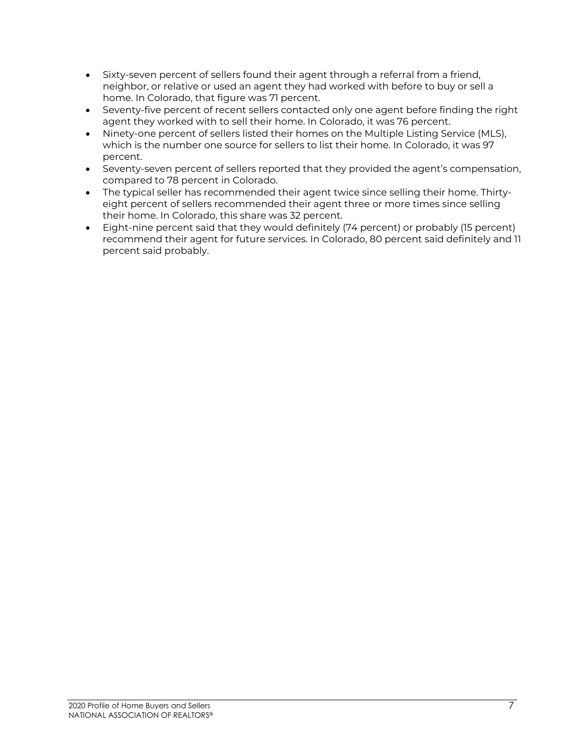- Sixty-seven percent of sellers found their agent through a referral from a friend, neighbor, or relative or used an agent they had worked with before to buy or sell a home. In Colorado, that figure was 71 percent.
- Seventy-five percent of recent sellers contacted only one agent before finding the right agent they worked with to sell their home. In Colorado, it was 76 percent.
- Ninety-one percent of sellers listed their homes on the Multiple Listing Service (MLS), which is the number one source for sellers to list their home. In Colorado, it was 97 percent.
- Seventy-seven percent of sellers reported that they provided the agent's compensation, compared to 78 percent in Colorado.
- The typical seller has recommended their agent twice since selling their home. Thirty-eight percent of sellers recommended their agent three or more times since selling their home. In Colorado, this share was 32 percent.
- Eight-nine percent said that they would definitely (74 percent) or probably (15 percent) recommend their agent for future services. In Colorado, 80 percent said definitely and 11 percent said probably.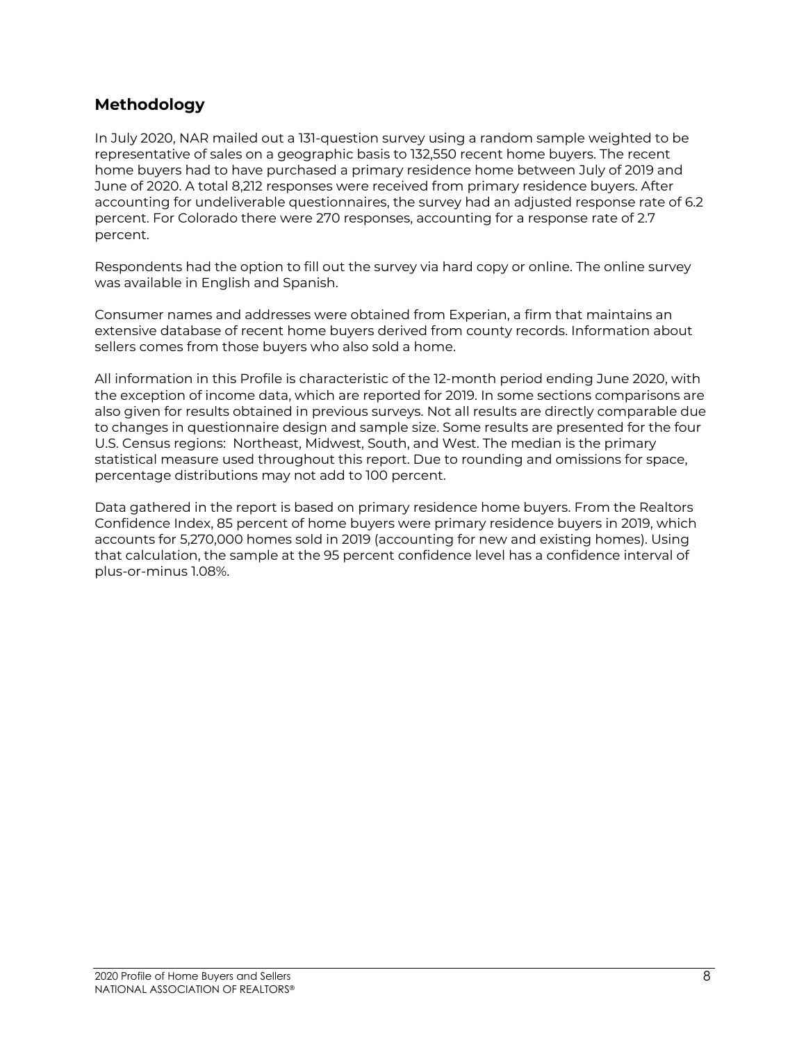## Methodology

In July 2020, NAR mailed out a 131-question survey using a random sample weighted to be representative of sales on a geographic basis to 132,550 recent home buyers. The recent home buyers had to have purchased a primary residence home between July of 2019 and June of 2020. A total 8,212 responses were received from primary residence buyers. After accounting for undeliverable questionnaires, the survey had an adjusted response rate of 6.2 percent. For Colorado there were 270 responses, accounting for a response rate of 2.7 percent.

Respondents had the option to fill out the survey via hard copy or online. The online survey was available in English and Spanish.

Consumer names and addresses were obtained from Experian, a firm that maintains an extensive database of recent home buyers derived from county records. Information about sellers comes from those buyers who also sold a home.

All information in this Profile is characteristic of the 12-month period ending June 2020, with the exception of income data, which are reported for 2019. In some sections comparisons are also given for results obtained in previous surveys. Not all results are directly comparable due to changes in questionnaire design and sample size. Some results are presented for the four U.S. Census regions: Northeast, Midwest, South, and West. The median is the primary statistical measure used throughout this report. Due to rounding and omissions for space, percentage distributions may not add to 100 percent.

Data gathered in the report is based on primary residence home buyers. From the Realtors Confidence Index, 85 percent of home buyers were primary residence buyers in 2019, which accounts for 5,270,000 homes sold in 2019 (accounting for new and existing homes). Using that calculation, the sample at the 95 percent confidence level has a confidence interval of plus-or-minus 1.08%.